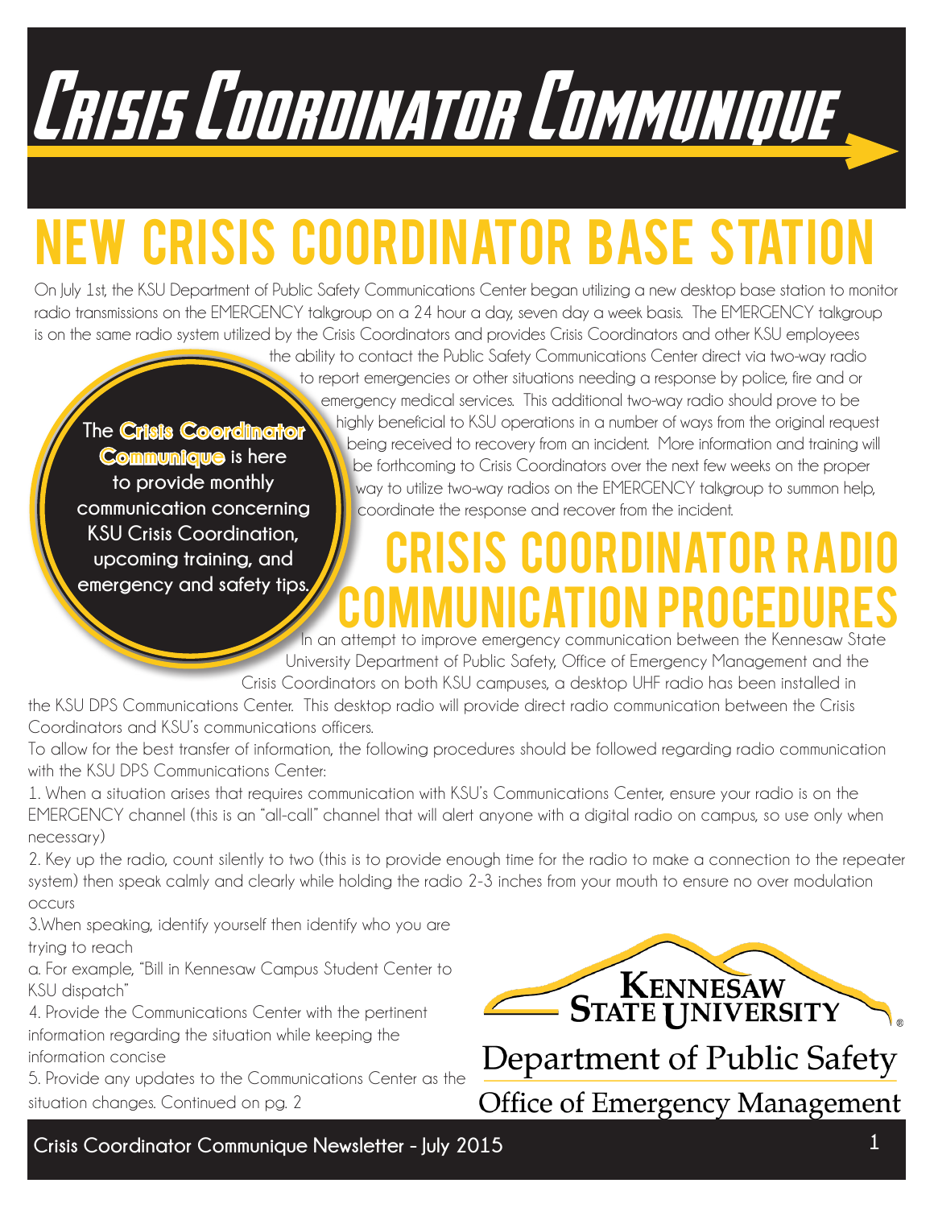# Crisis Coordinator Communique

## NEW CRISIS COORDINATOR BASE STATION

On July 1st, the KSU Department of Public Safety Communications Center began utilizing a new desktop base station to monitor radio transmissions on the EMERGENCY talkgroup on a 24 hour a day, seven day a week basis. The EMERGENCY talkgroup is on the same radio system utilized by the Crisis Coordinators and provides Crisis Coordinators and other KSU employees the ability to contact the Public Safety Communications Center direct via two-way radio to report emergencies or other situations needing a response by police, fire and or emergency medical services. This additional two-way radio should prove to be highly beneficial to KSU operations in a number of ways from the original request being received to recovery from an incident. More information and training will be forthcoming to Crisis Coordinators over the next few weeks on the proper way to utilize two-way radios on the EMERGENCY talkgroup to summon help, coordinate the response and recover from the incident.

**The Crisis Coordinator Communique is here to provide monthly communication concerning KSU Crisis Coordination, upcoming training, and emergency and safety tips.**

## CRISIS COORDINATOR RADIO COMMUNICATION PROCEDURES

In an attempt to improve emergency communication between the Kennesaw State University Department of Public Safety, Office of Emergency Management and the Crisis Coordinators on both KSU campuses, a desktop UHF radio has been installed in the KSU DPS Communications Center. This desktop radio will provide direct radio communication between the Crisis Coordinators and KSU's communications officers.

To allow for the best transfer of information, the following procedures should be followed regarding radio communication with the KSU DPS Communications Center:

1. When a situation arises that requires communication with KSU's Communications Center, ensure your radio is on the EMERGENCY channel (this is an "all-call" channel that will alert anyone with a digital radio on campus, so use only when necessary)
2. Key up the radio, count silently to two (this is to provide enough time for the radio to make a connection to the repeater system) then speak calmly and clearly while holding the radio 2-3 inches from your mouth to ensure no over modulation occurs
3. When speaking, identify yourself then identify who you are trying to reach
   a. For example, "Bill in Kennesaw Campus Student Center to KSU dispatch"
4. Provide the Communications Center with the pertinent information regarding the situation while keeping the information concise
5. Provide any updates to the Communications Center as the situation changes. Continued on pg. 2

Kennesaw State University
Department of Public Safety
Office of Emergency Management

Crisis Coordinator Communique Newsletter - July 2015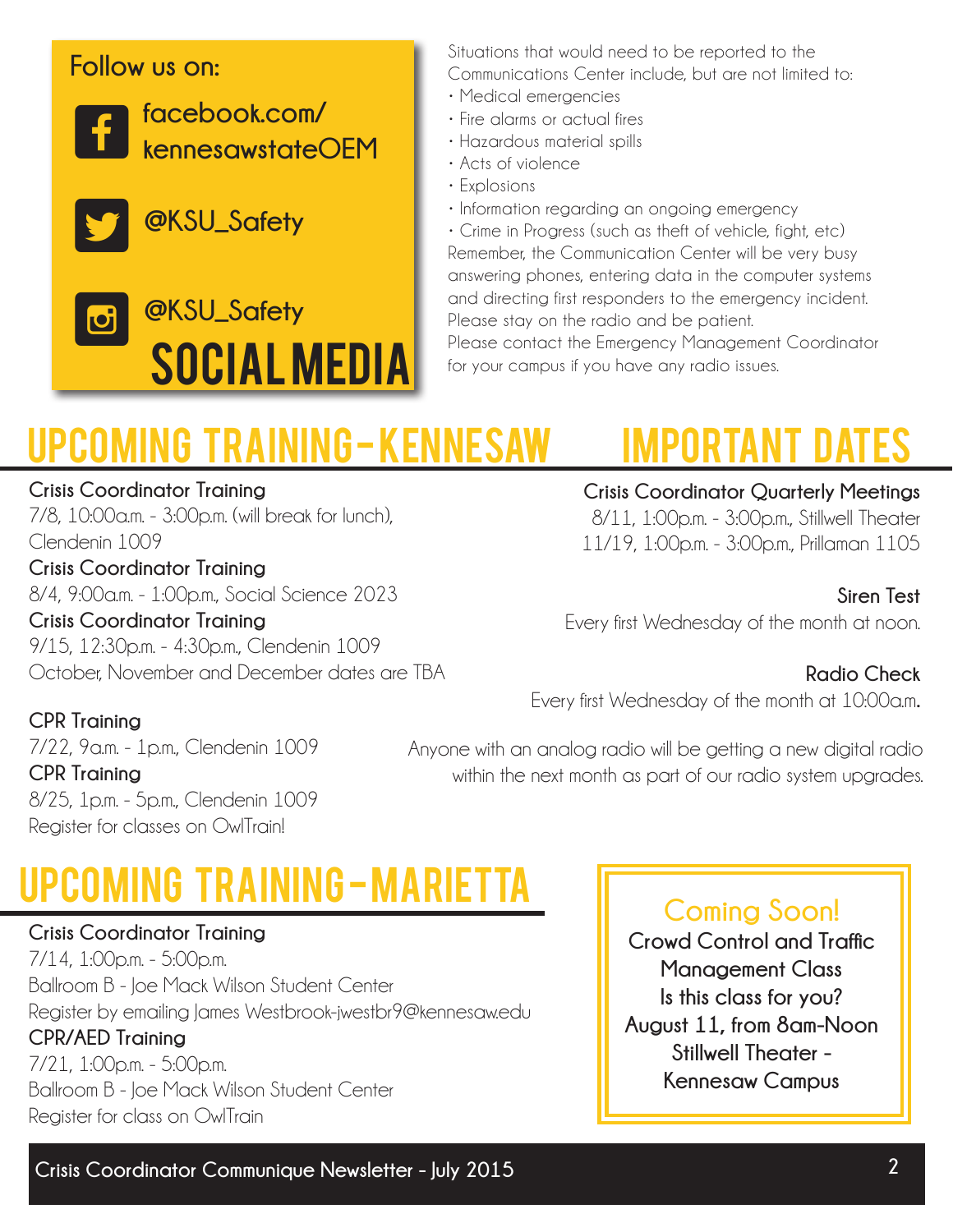## SOCIAL MEDIA

**Follow us on:**

- facebook.com/kennesawstateOEM
- @KSU_Safety
- @KSU_Safety

Situations that would need to be reported to the Communications Center include, but are not limited to:

- Medical emergencies
- Fire alarms or actual fires
- Hazardous material spills
- Acts of violence
- Explosions
- Information regarding an ongoing emergency
- Crime in Progress (such as theft of vehicle, fight, etc)

Remember, the Communication Center will be very busy answering phones, entering data in the computer systems and directing first responders to the emergency incident. Please stay on the radio and be patient.

Please contact the Emergency Management Coordinator for your campus if you have any radio issues.

# UPCOMING TRAINING-KENNESAW

**Crisis Coordinator Training**
7/8, 10:00a.m. - 3:00p.m. (will break for lunch), Clendenin 1009

**Crisis Coordinator Training**
8/4, 9:00a.m. - 1:00p.m., Social Science 2023

**Crisis Coordinator Training**
9/15, 12:30p.m. - 4:30p.m., Clendenin 1009

October, November and December dates are TBA

**CPR Training**
7/22, 9a.m. - 1p.m., Clendenin 1009

**CPR Training**
8/25, 1p.m. - 5p.m., Clendenin 1009

Register for classes on OwlTrain!

# IMPORTANT DATES

**Crisis Coordinator Quarterly Meetings**
8/11, 1:00p.m. - 3:00p.m., Stillwell Theater
11/19, 1:00p.m. - 3:00p.m., Prillaman 1105

**Siren Test**
Every first Wednesday of the month at noon.

**Radio Check**
Every first Wednesday of the month at 10:00a.m.

Anyone with an analog radio will be getting a new digital radio within the next month as part of our radio system upgrades.

# UPCOMING TRAINING-MARIETTA

**Crisis Coordinator Training**
7/14, 1:00p.m. - 5:00p.m.
Ballroom B - Joe Mack Wilson Student Center
Register by emailing James Westbrook-jwestbr9@kennesaw.edu

**CPR/AED Training**
7/21, 1:00p.m. - 5:00p.m.
Ballroom B - Joe Mack Wilson Student Center
Register for class on OwlTrain

## Coming Soon!

**Crowd Control and Traffic Management Class**
**Is this class for you?**
**August 11, from 8am-Noon**
**Stillwell Theater - Kennesaw Campus**

Crisis Coordinator Communique Newsletter - July 2015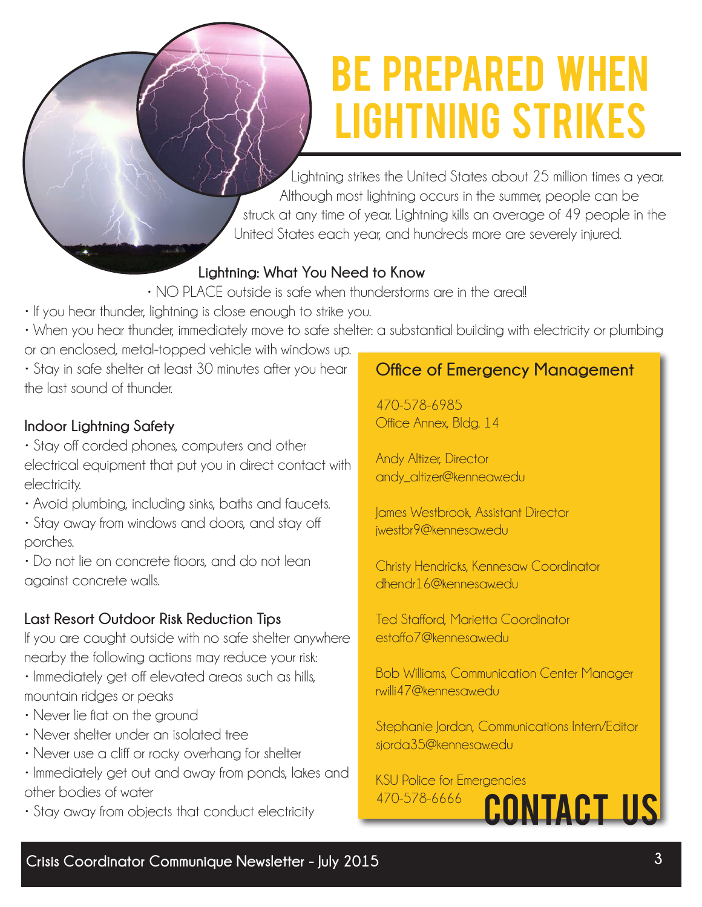# BE PREPARED WHEN LIGHTNING STRIKES

Lightning strikes the United States about 25 million times a year. Although most lightning occurs in the summer, people can be struck at any time of year. Lightning kills an average of 49 people in the United States each year, and hundreds more are severely injured.

### Lightning: What You Need to Know

- NO PLACE outside is safe when thunderstorms are in the area!!
- If you hear thunder, lightning is close enough to strike you.
- When you hear thunder, immediately move to safe shelter: a substantial building with electricity or plumbing or an enclosed, metal-topped vehicle with windows up.
- Stay in safe shelter at least 30 minutes after you hear the last sound of thunder.

### Indoor Lightning Safety

- Stay off corded phones, computers and other electrical equipment that put you in direct contact with electricity.
- Avoid plumbing, including sinks, baths and faucets.
- Stay away from windows and doors, and stay off porches.
- Do not lie on concrete floors, and do not lean against concrete walls.

### Last Resort Outdoor Risk Reduction Tips

If you are caught outside with no safe shelter anywhere nearby the following actions may reduce your risk:

- Immediately get off elevated areas such as hills, mountain ridges or peaks
- Never lie flat on the ground
- Never shelter under an isolated tree
- Never use a cliff or rocky overhang for shelter
- Immediately get out and away from ponds, lakes and other bodies of water
- Stay away from objects that conduct electricity

### Office of Emergency Management

470-578-6985
Office Annex, Bldg. 14

Andy Altizer, Director
andy_altizer@kenneaw.edu

James Westbrook, Assistant Director
jwestbr9@kennesaw.edu

Christy Hendricks, Kennesaw Coordinator
dhendr16@kennesaw.edu

Ted Stafford, Marietta Coordinator
estaffo7@kennesaw.edu

Bob Williams, Communication Center Manager
rwilli47@kennesaw.edu

Stephanie Jordan, Communications Intern/Editor
sjorda35@kennesaw.edu

KSU Police for Emergencies
470-578-6666

## CONTACT US

Crisis Coordinator Communique Newsletter - July 2015